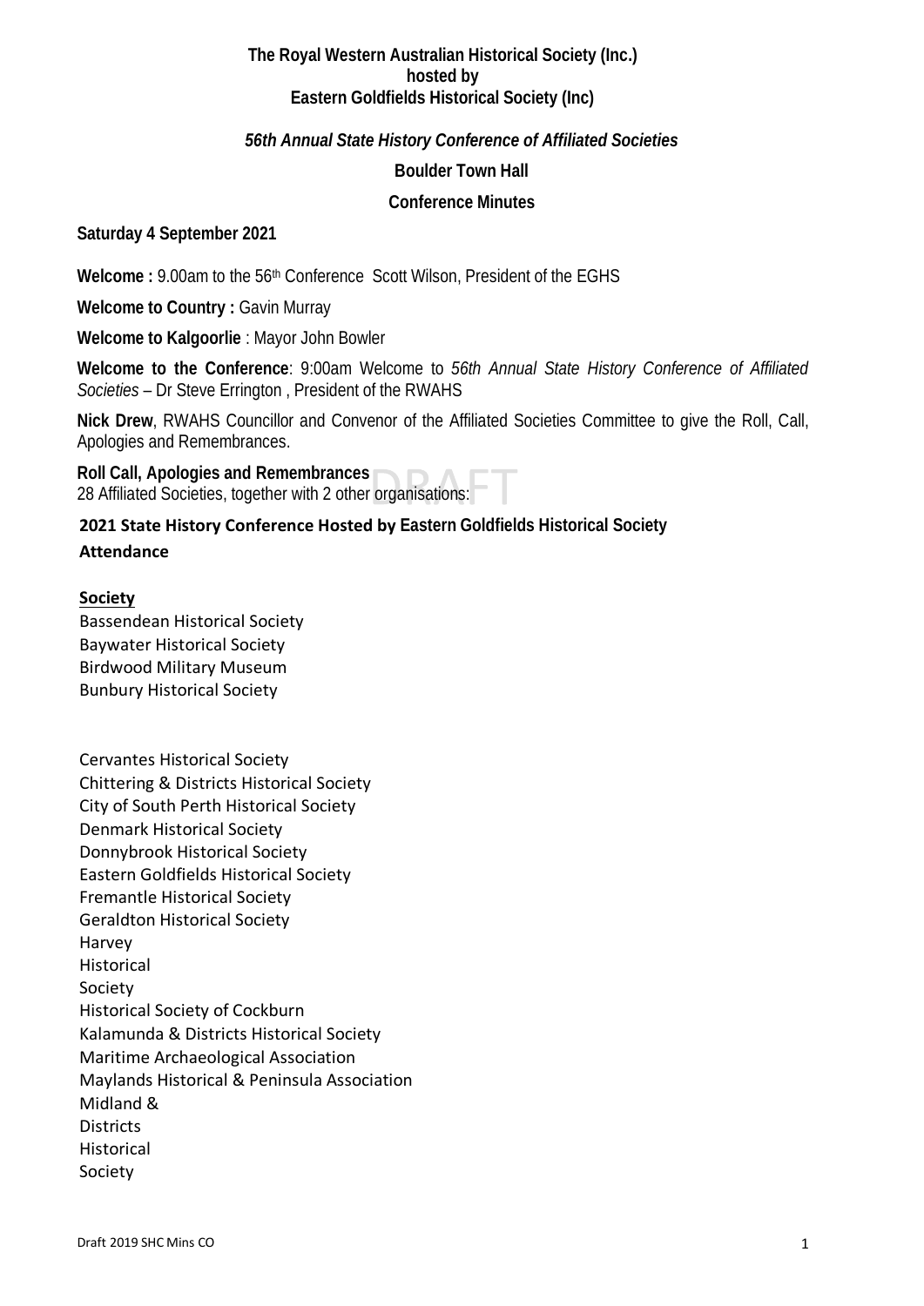**The Royal Western Australian Historical Society (Inc.)**
**hosted by**
**Eastern Goldfields Historical Society (Inc)**

***56th Annual State History Conference of Affiliated Societies***

**Boulder Town Hall**

**Conference Minutes**

**Saturday 4 September 2021**

**Welcome :** 9.00am to the 56th Conference Scott Wilson, President of the EGHS

**Welcome to Country :** Gavin Murray

**Welcome to Kalgoorlie** : Mayor John Bowler

**Welcome to the Conference**: 9:00am Welcome to *56th Annual State History Conference of Affiliated Societies* – Dr Steve Errington , President of the RWAHS

**Nick Drew**, RWAHS Councillor and Convenor of the Affiliated Societies Committee to give the Roll, Call, Apologies and Remembrances.

**Roll Call, Apologies and Remembrances**
28 Affiliated Societies, together with 2 other organisations:

**2021 State History Conference Hosted by Eastern Goldfields Historical Society**

**Attendance**

**Society**

Bassendean Historical Society
Baywater Historical Society
Birdwood Military Museum
Bunbury Historical Society

Cervantes Historical Society
Chittering & Districts Historical Society
City of South Perth Historical Society
Denmark Historical Society
Donnybrook Historical Society
Eastern Goldfields Historical Society
Fremantle Historical Society
Geraldton Historical Society
Harvey Historical Society
Historical Society of Cockburn
Kalamunda & Districts Historical Society
Maritime Archaeological Association
Maylands Historical & Peninsula Association
Midland & Districts Historical Society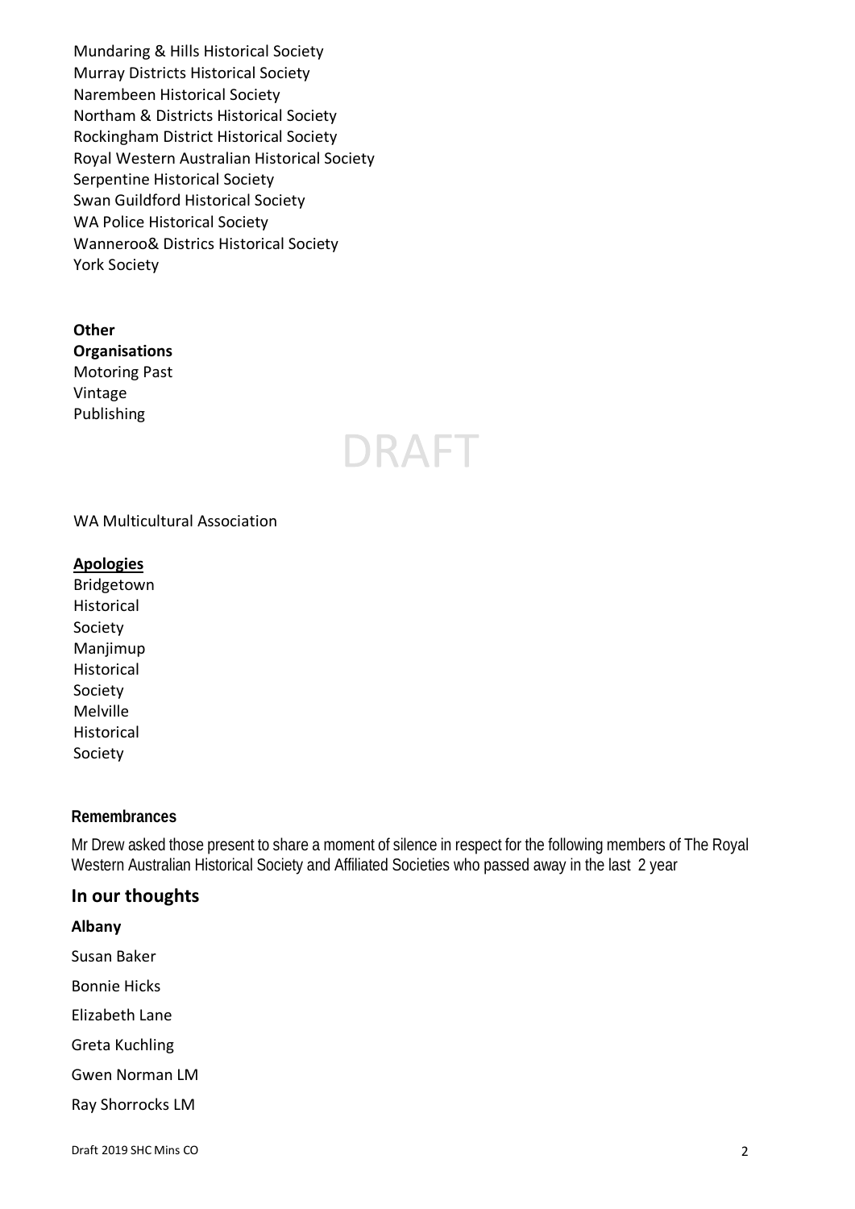Mundaring & Hills Historical Society
Murray Districts Historical Society
Narembeen Historical Society
Northam & Districts Historical Society
Rockingham District Historical Society
Royal Western Australian Historical Society
Serpentine Historical Society
Swan Guildford Historical Society
WA Police Historical Society
Wanneroo& Districs Historical Society
York Society

**Other Organisations**
Motoring Past Vintage Publishing

DRAFT

WA Multicultural Association

**Apologies**
Bridgetown Historical Society
Manjimup Historical Society
Melville Historical Society

**Remembrances**

Mr Drew asked those present to share a moment of silence in respect for the following members of The Royal Western Australian Historical Society and Affiliated Societies who passed away in the last 2 year

## In our thoughts

**Albany**

Susan Baker

Bonnie Hicks

Elizabeth Lane

Greta Kuchling

Gwen Norman LM

Ray Shorrocks LM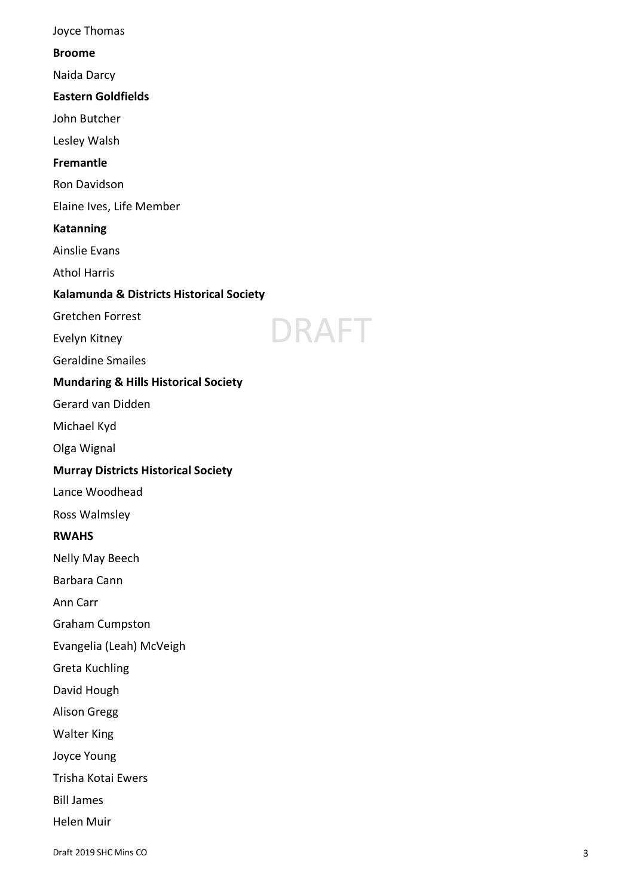Joyce Thomas

**Broome**

Naida Darcy

**Eastern Goldfields**

John Butcher

Lesley Walsh

**Fremantle**

Ron Davidson

Elaine Ives, Life Member

**Katanning**

Ainslie Evans

Athol Harris

**Kalamunda & Districts Historical Society**

Gretchen Forrest

Evelyn Kitney

Geraldine Smailes

**Mundaring & Hills Historical Society**

Gerard van Didden

Michael Kyd

Olga Wignal

**Murray Districts Historical Society**

Lance Woodhead

Ross Walmsley

**RWAHS**

Nelly May Beech

Barbara Cann

Ann Carr

Graham Cumpston

Evangelia (Leah) McVeigh

Greta Kuchling

David Hough

Alison Gregg

Walter King

Joyce Young

Trisha Kotai Ewers

Bill James

Helen Muir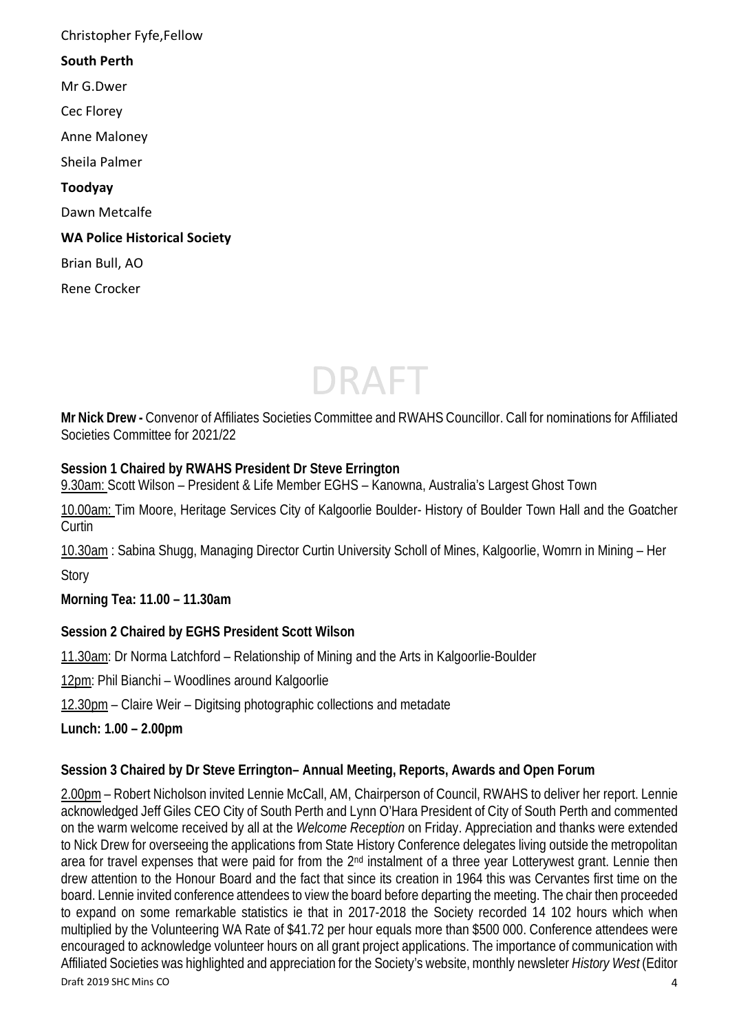Christopher Fyfe,Fellow

**South Perth**

Mr G.Dwer

Cec Florey

Anne Maloney

Sheila Palmer

**Toodyay**

Dawn Metcalfe

**WA Police Historical Society**

Brian Bull, AO

Rene Crocker

DRAFT

**Mr Nick Drew -** Convenor of Affiliates Societies Committee and RWAHS Councillor. Call for nominations for Affiliated Societies Committee for 2021/22

**Session 1 Chaired by RWAHS President Dr Steve Errington**

9.30am: Scott Wilson – President & Life Member EGHS – Kanowna, Australia's Largest Ghost Town

10.00am: Tim Moore, Heritage Services City of Kalgoorlie Boulder- History of Boulder Town Hall and the Goatcher Curtin

10.30am : Sabina Shugg, Managing Director Curtin University Scholl of Mines, Kalgoorlie, Womrn in Mining – Her Story

**Morning Tea: 11.00 – 11.30am**

**Session 2 Chaired by EGHS President Scott Wilson**

11.30am: Dr Norma Latchford – Relationship of Mining and the Arts in Kalgoorlie-Boulder

12pm: Phil Bianchi – Woodlines around Kalgoorlie

12.30pm – Claire Weir – Digitsing photographic collections and metadate

**Lunch: 1.00 – 2.00pm**

**Session 3 Chaired by Dr Steve Errington– Annual Meeting, Reports, Awards and Open Forum**

2.00pm – Robert Nicholson invited Lennie McCall, AM, Chairperson of Council, RWAHS to deliver her report. Lennie acknowledged Jeff Giles CEO City of South Perth and Lynn O'Hara President of City of South Perth and commented on the warm welcome received by all at the *Welcome Reception* on Friday. Appreciation and thanks were extended to Nick Drew for overseeing the applications from State History Conference delegates living outside the metropolitan area for travel expenses that were paid for from the 2nd instalment of a three year Lotterywest grant. Lennie then drew attention to the Honour Board and the fact that since its creation in 1964 this was Cervantes first time on the board. Lennie invited conference attendees to view the board before departing the meeting. The chair then proceeded to expand on some remarkable statistics ie that in 2017-2018 the Society recorded 14 102 hours which when multiplied by the Volunteering WA Rate of $41.72 per hour equals more than $500 000. Conference attendees were encouraged to acknowledge volunteer hours on all grant project applications. The importance of communication with Affiliated Societies was highlighted and appreciation for the Society's website, monthly newsleter *History West* (Editor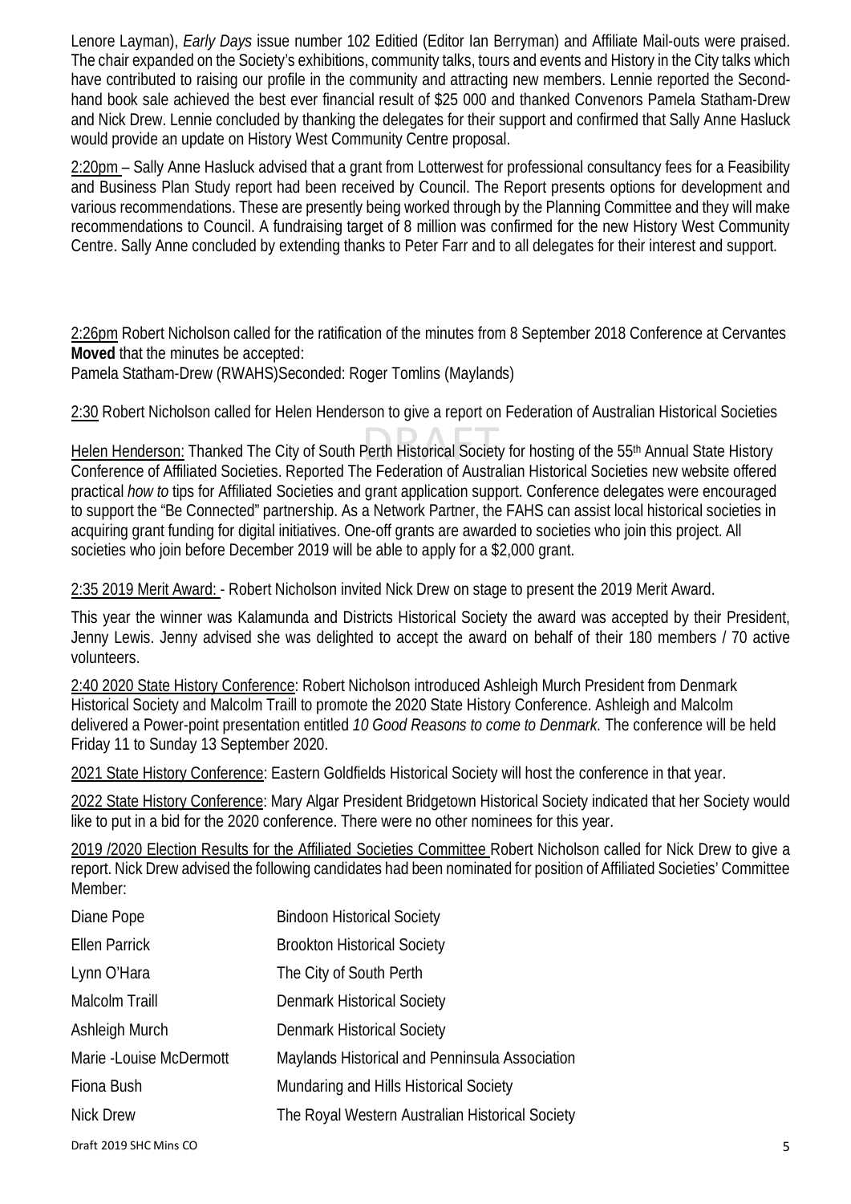Lenore Layman), *Early Days* issue number 102 Editied (Editor Ian Berryman) and Affiliate Mail-outs were praised. The chair expanded on the Society's exhibitions, community talks, tours and events and History in the City talks which have contributed to raising our profile in the community and attracting new members. Lennie reported the Second-hand book sale achieved the best ever financial result of $25 000 and thanked Convenors Pamela Statham-Drew and Nick Drew. Lennie concluded by thanking the delegates for their support and confirmed that Sally Anne Hasluck would provide an update on History West Community Centre proposal.

2:20pm – Sally Anne Hasluck advised that a grant from Lotterwest for professional consultancy fees for a Feasibility and Business Plan Study report had been received by Council. The Report presents options for development and various recommendations. These are presently being worked through by the Planning Committee and they will make recommendations to Council. A fundraising target of 8 million was confirmed for the new History West Community Centre. Sally Anne concluded by extending thanks to Peter Farr and to all delegates for their interest and support.

2:26pm Robert Nicholson called for the ratification of the minutes from 8 September 2018 Conference at Cervantes
**Moved** that the minutes be accepted:
Pamela Statham-Drew (RWAHS)Seconded: Roger Tomlins (Maylands)

2:30 Robert Nicholson called for Helen Henderson to give a report on Federation of Australian Historical Societies

Helen Henderson: Thanked The City of South Perth Historical Society for hosting of the 55th Annual State History Conference of Affiliated Societies. Reported The Federation of Australian Historical Societies new website offered practical *how to* tips for Affiliated Societies and grant application support. Conference delegates were encouraged to support the "Be Connected" partnership. As a Network Partner, the FAHS can assist local historical societies in acquiring grant funding for digital initiatives. One-off grants are awarded to societies who join this project. All societies who join before December 2019 will be able to apply for a $2,000 grant.

2:35 2019 Merit Award: - Robert Nicholson invited Nick Drew on stage to present the 2019 Merit Award.

This year the winner was Kalamunda and Districts Historical Society the award was accepted by their President, Jenny Lewis. Jenny advised she was delighted to accept the award on behalf of their 180 members / 70 active volunteers.

2:40 2020 State History Conference: Robert Nicholson introduced Ashleigh Murch President from Denmark Historical Society and Malcolm Traill to promote the 2020 State History Conference. Ashleigh and Malcolm delivered a Power-point presentation entitled *10 Good Reasons to come to Denmark.* The conference will be held Friday 11 to Sunday 13 September 2020.

2021 State History Conference: Eastern Goldfields Historical Society will host the conference in that year.

2022 State History Conference: Mary Algar President Bridgetown Historical Society indicated that her Society would like to put in a bid for the 2020 conference. There were no other nominees for this year.

2019 /2020 Election Results for the Affiliated Societies Committee Robert Nicholson called for Nick Drew to give a report. Nick Drew advised the following candidates had been nominated for position of Affiliated Societies' Committee Member:

| | |
|---|---|
| Diane Pope | Bindoon Historical Society |
| Ellen Parrick | Brookton Historical Society |
| Lynn O'Hara | The City of South Perth |
| Malcolm Traill | Denmark Historical Society |
| Ashleigh Murch | Denmark Historical Society |
| Marie -Louise McDermott | Maylands Historical and Penninsula Association |
| Fiona Bush | Mundaring and Hills Historical Society |
| Nick Drew | The Royal Western Australian Historical Society |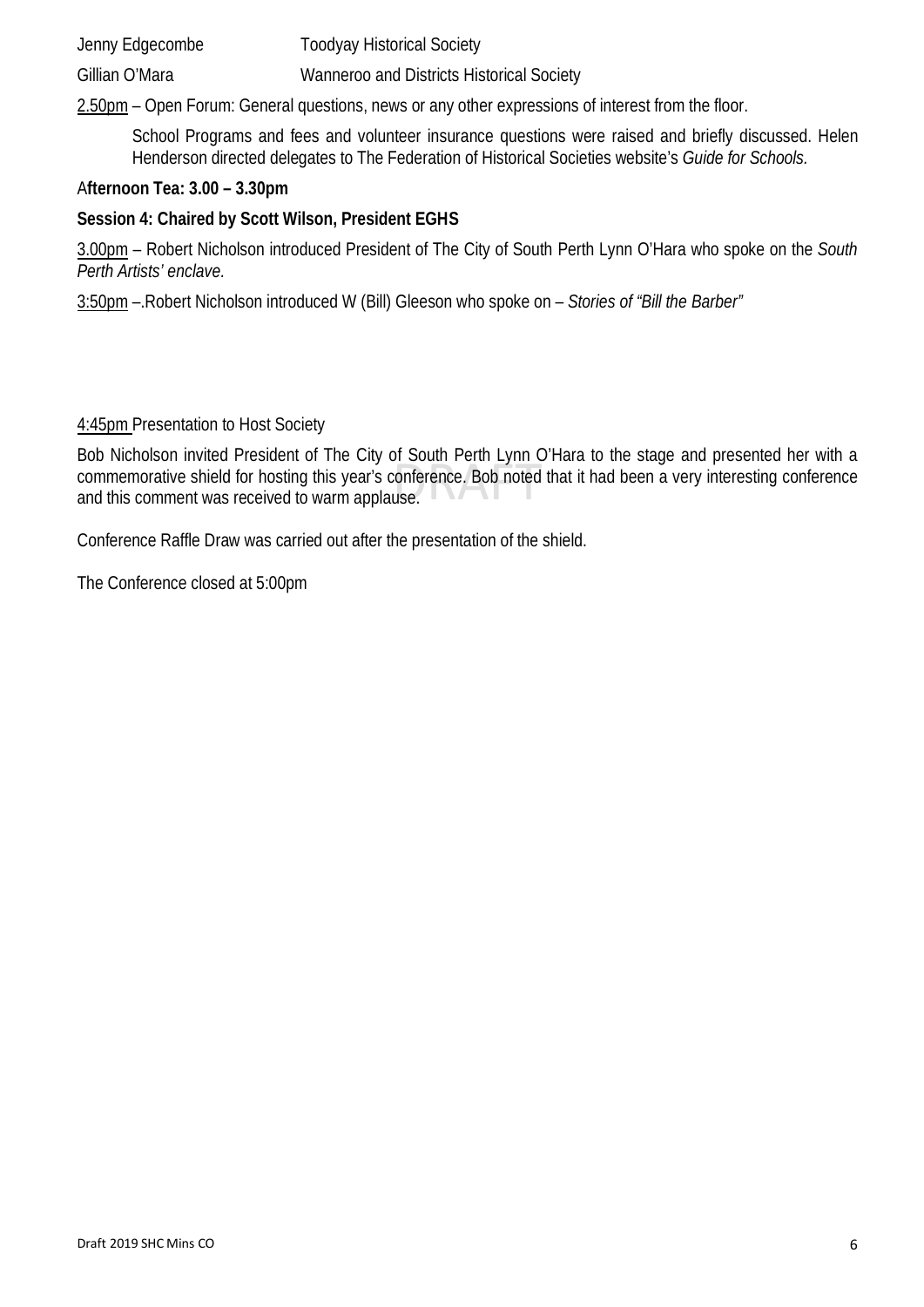Jenny Edgecombe Toodyay Historical Society

Gillian O'Mara Wanneroo and Districts Historical Society

2.50pm – Open Forum: General questions, news or any other expressions of interest from the floor.

School Programs and fees and volunteer insurance questions were raised and briefly discussed. Helen Henderson directed delegates to The Federation of Historical Societies website's *Guide for Schools.*

**Afternoon Tea: 3.00 – 3.30pm**

**Session 4: Chaired by Scott Wilson, President EGHS**

3.00pm – Robert Nicholson introduced President of The City of South Perth Lynn O'Hara who spoke on the *South Perth Artists' enclave.*

3:50pm –.Robert Nicholson introduced W (Bill) Gleeson who spoke on – *Stories of "Bill the Barber"*

4:45pm Presentation to Host Society

Bob Nicholson invited President of The City of South Perth Lynn O'Hara to the stage and presented her with a commemorative shield for hosting this year's conference. Bob noted that it had been a very interesting conference and this comment was received to warm applause.

Conference Raffle Draw was carried out after the presentation of the shield.

The Conference closed at 5:00pm